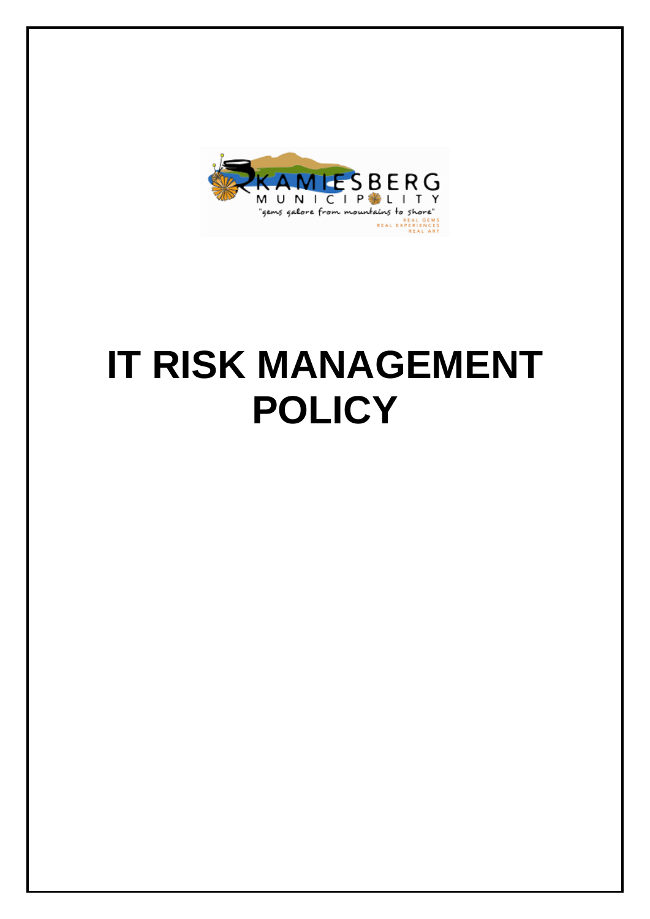KAMIESBERG MUNICIPALITY

"gems galore from mountains to shore"

REAL GEMS
REAL EXPERIENCES
REAL ART

# IT RISK MANAGEMENT POLICY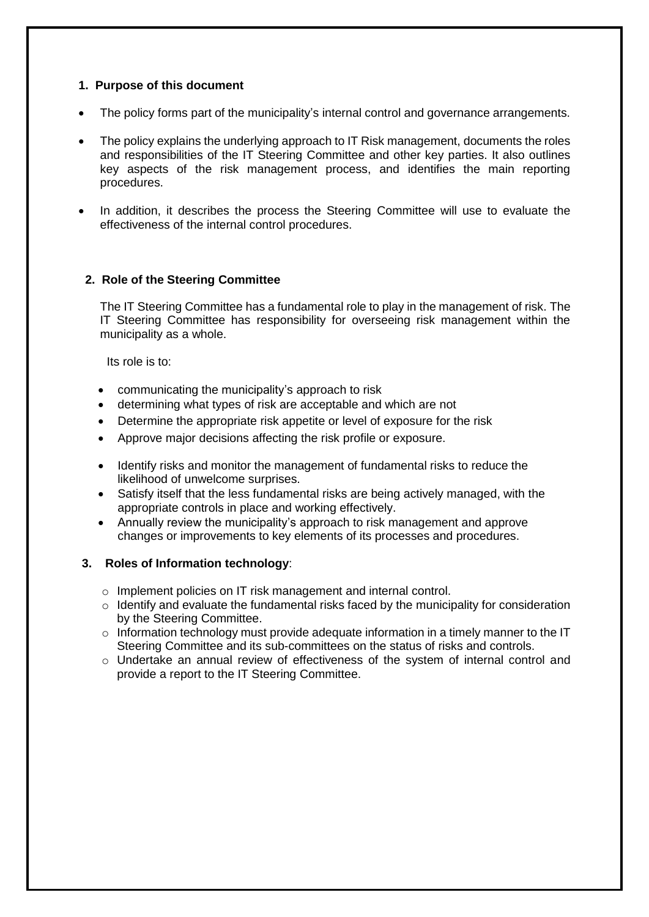## 1. Purpose of this document

- The policy forms part of the municipality's internal control and governance arrangements.
- The policy explains the underlying approach to IT Risk management, documents the roles and responsibilities of the IT Steering Committee and other key parties. It also outlines key aspects of the risk management process, and identifies the main reporting procedures.
- In addition, it describes the process the Steering Committee will use to evaluate the effectiveness of the internal control procedures.

## 2. Role of the Steering Committee

The IT Steering Committee has a fundamental role to play in the management of risk. The IT Steering Committee has responsibility for overseeing risk management within the municipality as a whole.

Its role is to:

- communicating the municipality's approach to risk
- determining what types of risk are acceptable and which are not
- Determine the appropriate risk appetite or level of exposure for the risk
- Approve major decisions affecting the risk profile or exposure.
- Identify risks and monitor the management of fundamental risks to reduce the likelihood of unwelcome surprises.
- Satisfy itself that the less fundamental risks are being actively managed, with the appropriate controls in place and working effectively.
- Annually review the municipality's approach to risk management and approve changes or improvements to key elements of its processes and procedures.

## 3. Roles of Information technology:

- Implement policies on IT risk management and internal control.
- Identify and evaluate the fundamental risks faced by the municipality for consideration by the Steering Committee.
- Information technology must provide adequate information in a timely manner to the IT Steering Committee and its sub-committees on the status of risks and controls.
- Undertake an annual review of effectiveness of the system of internal control and provide a report to the IT Steering Committee.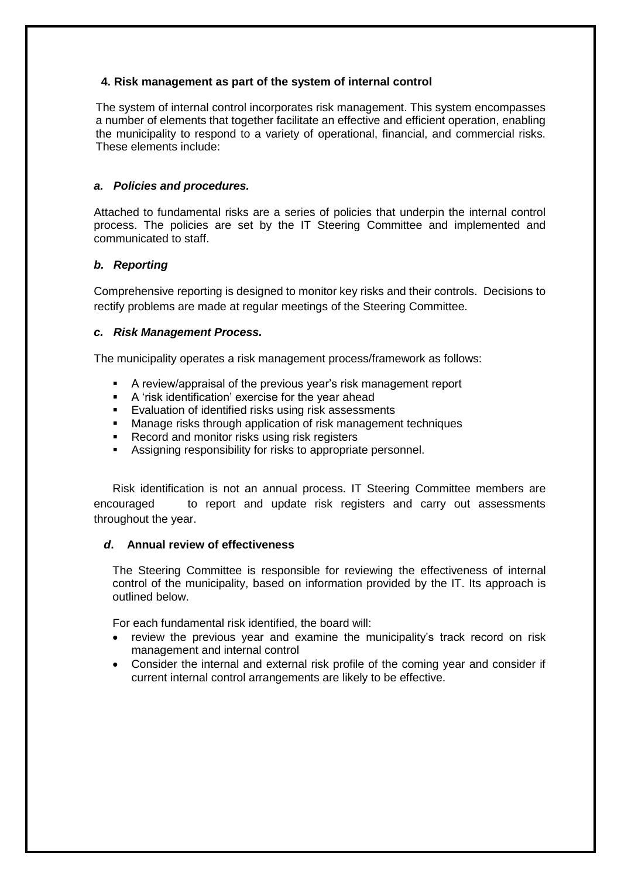## 4. Risk management as part of the system of internal control

The system of internal control incorporates risk management. This system encompasses a number of elements that together facilitate an effective and efficient operation, enabling the municipality to respond to a variety of operational, financial, and commercial risks. These elements include:

### *a. Policies and procedures.*

Attached to fundamental risks are a series of policies that underpin the internal control process. The policies are set by the IT Steering Committee and implemented and communicated to staff.

### *b. Reporting*

Comprehensive reporting is designed to monitor key risks and their controls. Decisions to rectify problems are made at regular meetings of the Steering Committee.

### *c. Risk Management Process.*

The municipality operates a risk management process/framework as follows:

- A review/appraisal of the previous year's risk management report
- A 'risk identification' exercise for the year ahead
- Evaluation of identified risks using risk assessments
- Manage risks through application of risk management techniques
- Record and monitor risks using risk registers
- Assigning responsibility for risks to appropriate personnel.

Risk identification is not an annual process. IT Steering Committee members are encouraged to report and update risk registers and carry out assessments throughout the year.

### *d*. Annual review of effectiveness

The Steering Committee is responsible for reviewing the effectiveness of internal control of the municipality, based on information provided by the IT. Its approach is outlined below.

For each fundamental risk identified, the board will:

- review the previous year and examine the municipality's track record on risk management and internal control
- Consider the internal and external risk profile of the coming year and consider if current internal control arrangements are likely to be effective.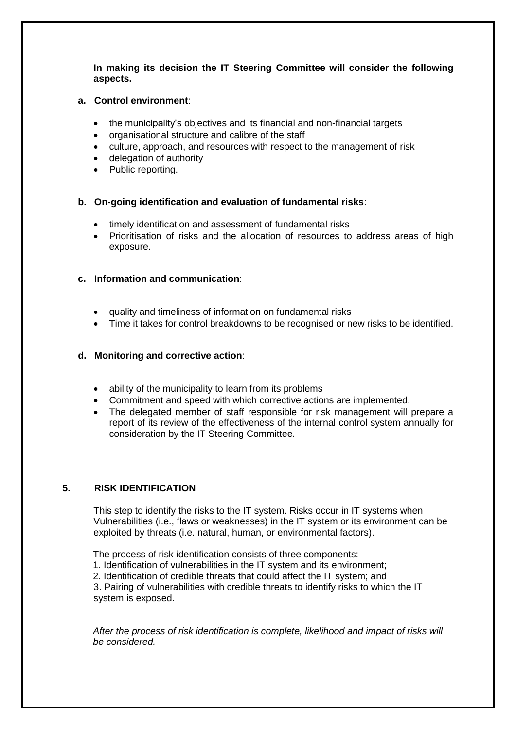**In making its decision the IT Steering Committee will consider the following aspects.**

**a. Control environment**:

- the municipality's objectives and its financial and non-financial targets
- organisational structure and calibre of the staff
- culture, approach, and resources with respect to the management of risk
- delegation of authority
- Public reporting.

**b. On-going identification and evaluation of fundamental risks**:

- timely identification and assessment of fundamental risks
- Prioritisation of risks and the allocation of resources to address areas of high exposure.

**c. Information and communication**:

- quality and timeliness of information on fundamental risks
- Time it takes for control breakdowns to be recognised or new risks to be identified.

**d. Monitoring and corrective action**:

- ability of the municipality to learn from its problems
- Commitment and speed with which corrective actions are implemented.
- The delegated member of staff responsible for risk management will prepare a report of its review of the effectiveness of the internal control system annually for consideration by the IT Steering Committee.

## 5. RISK IDENTIFICATION

This step to identify the risks to the IT system. Risks occur in IT systems when Vulnerabilities (i.e., flaws or weaknesses) in the IT system or its environment can be exploited by threats (i.e. natural, human, or environmental factors).

The process of risk identification consists of three components:

1. Identification of vulnerabilities in the IT system and its environment;
2. Identification of credible threats that could affect the IT system; and
3. Pairing of vulnerabilities with credible threats to identify risks to which the IT system is exposed.

*After the process of risk identification is complete, likelihood and impact of risks will be considered.*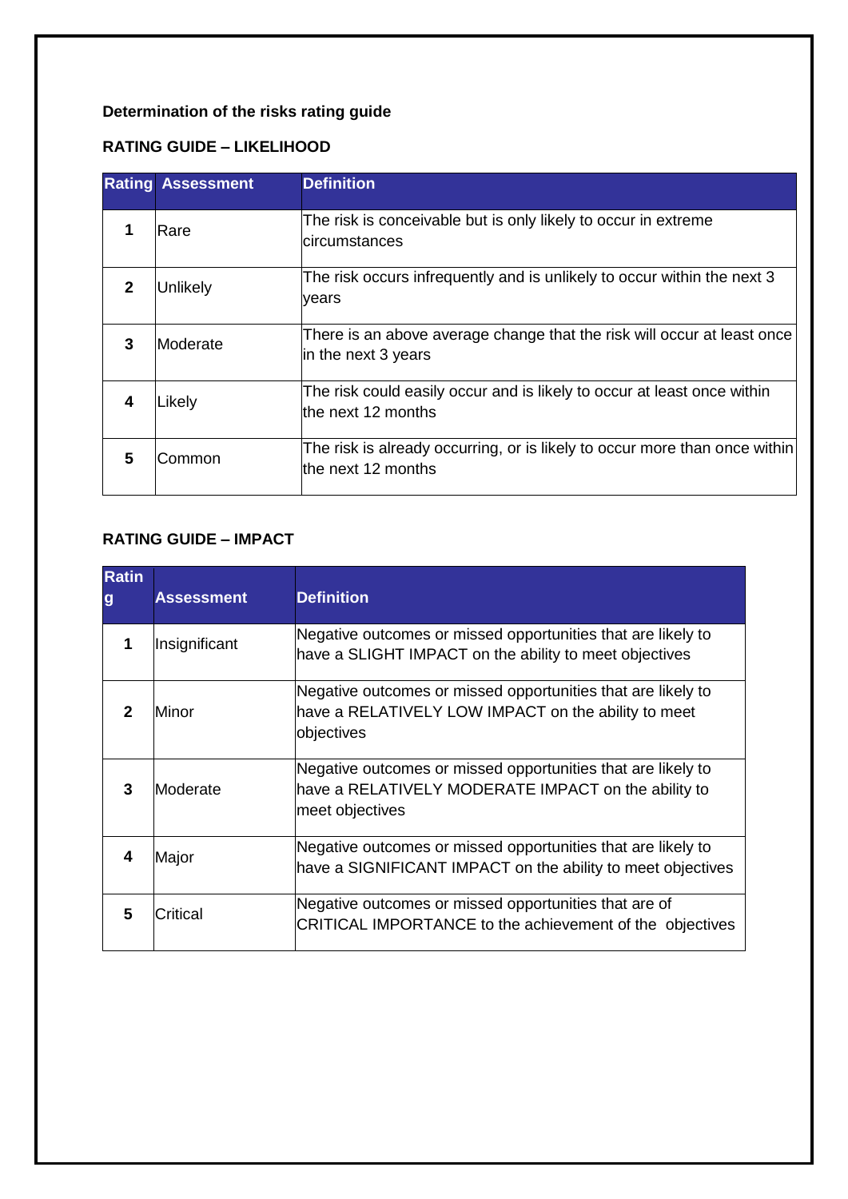**Determination of the risks rating guide**

**RATING GUIDE – LIKELIHOOD**

| Rating | Assessment | Definition |
|---|---|---|
| **1** | Rare | The risk is conceivable but is only likely to occur in extreme circumstances |
| **2** | Unlikely | The risk occurs infrequently and is unlikely to occur within the next 3 years |
| **3** | Moderate | There is an above average change that the risk will occur at least once in the next 3 years |
| **4** | Likely | The risk could easily occur and is likely to occur at least once within the next 12 months |
| **5** | Common | The risk is already occurring, or is likely to occur more than once within the next 12 months |

**RATING GUIDE – IMPACT**

| Rating | Assessment | Definition |
|---|---|---|
| **1** | Insignificant | Negative outcomes or missed opportunities that are likely to have a SLIGHT IMPACT on the ability to meet objectives |
| **2** | Minor | Negative outcomes or missed opportunities that are likely to have a RELATIVELY LOW IMPACT on the ability to meet objectives |
| **3** | Moderate | Negative outcomes or missed opportunities that are likely to have a RELATIVELY MODERATE IMPACT on the ability to meet objectives |
| **4** | Major | Negative outcomes or missed opportunities that are likely to have a SIGNIFICANT IMPACT on the ability to meet objectives |
| **5** | Critical | Negative outcomes or missed opportunities that are of CRITICAL IMPORTANCE to the achievement of the objectives |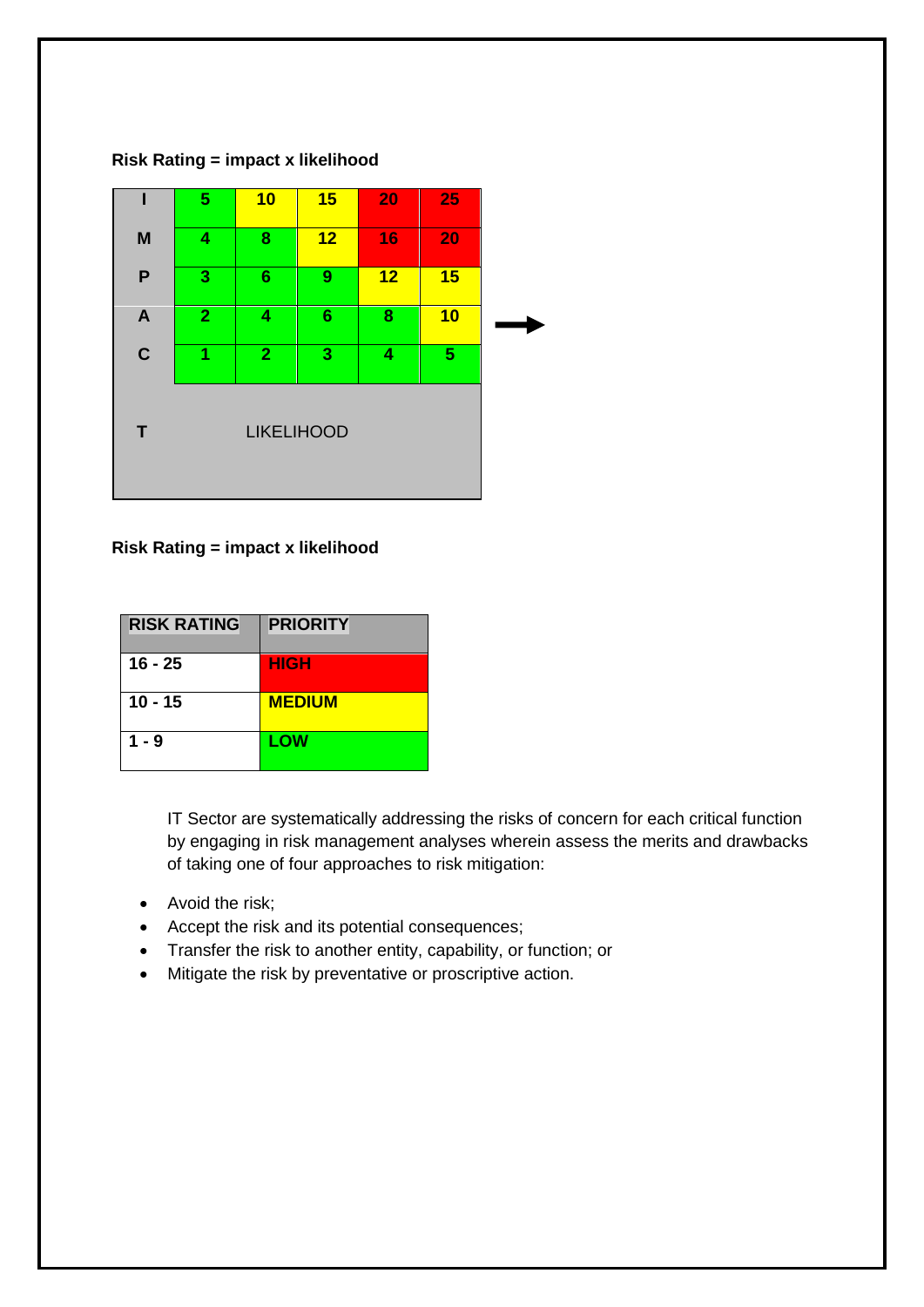**Risk Rating = impact x likelihood**

| I | 5 | 10 | 15 | 20 | 25 |
|---|---|---|---|---|---|
| M | 4 | 8 | 12 | 16 | 20 |
| P | 3 | 6 | 9 | 12 | 15 |
| A | 2 | 4 | 6 | 8 | 10 |
| C | 1 | 2 | 3 | 4 | 5 |
| T | LIKELIHOOD | | | | |

**Risk Rating = impact x likelihood**

| RISK RATING | PRIORITY |
|---|---|
| 16 - 25 | HIGH |
| 10 - 15 | MEDIUM |
| 1 - 9 | LOW |

IT Sector are systematically addressing the risks of concern for each critical function by engaging in risk management analyses wherein assess the merits and drawbacks of taking one of four approaches to risk mitigation:

- Avoid the risk;
- Accept the risk and its potential consequences;
- Transfer the risk to another entity, capability, or function; or
- Mitigate the risk by preventative or proscriptive action.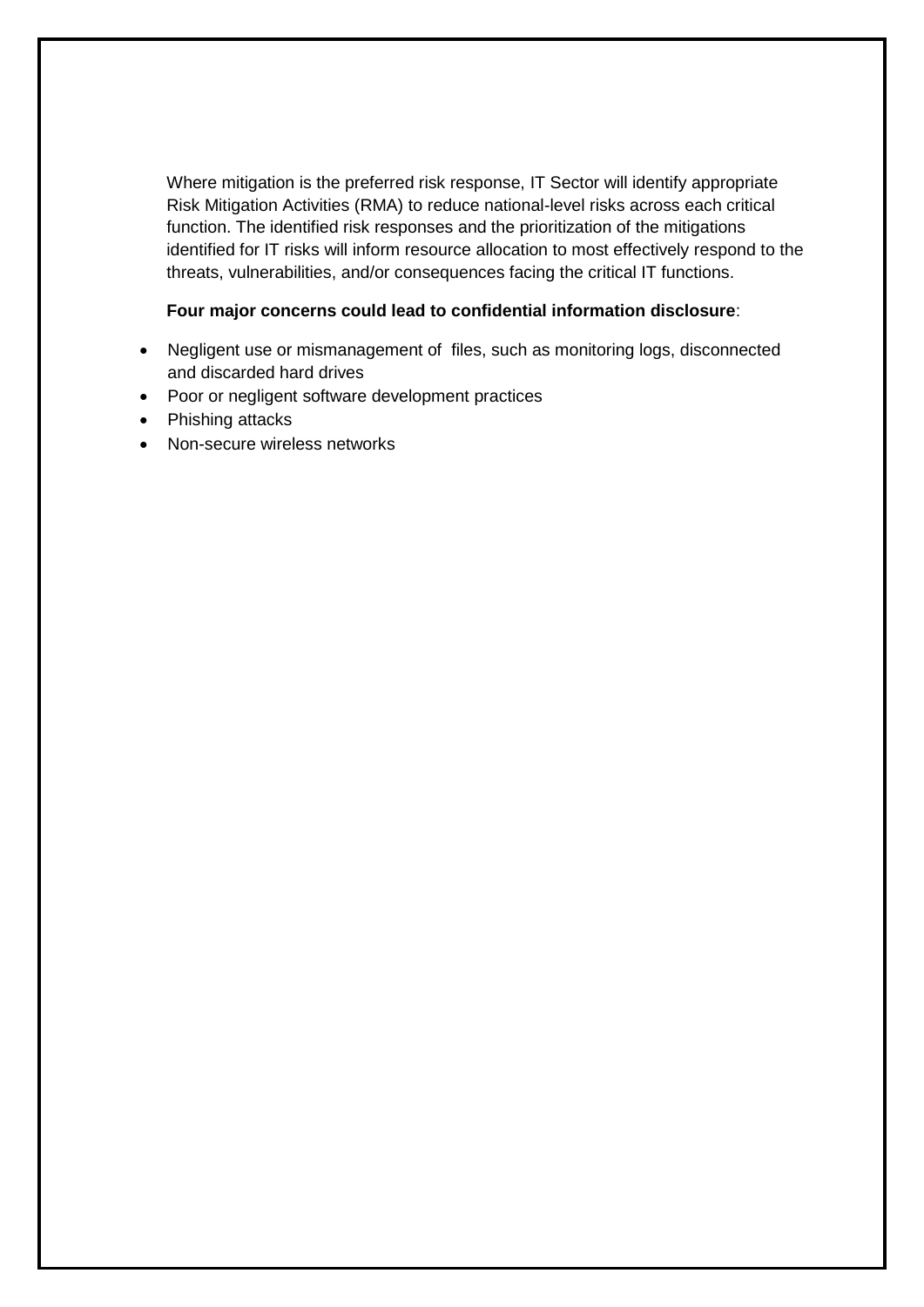Where mitigation is the preferred risk response, IT Sector will identify appropriate Risk Mitigation Activities (RMA) to reduce national-level risks across each critical function. The identified risk responses and the prioritization of the mitigations identified for IT risks will inform resource allocation to most effectively respond to the threats, vulnerabilities, and/or consequences facing the critical IT functions.

**Four major concerns could lead to confidential information disclosure**:

- Negligent use or mismanagement of files, such as monitoring logs, disconnected and discarded hard drives
- Poor or negligent software development practices
- Phishing attacks
- Non-secure wireless networks